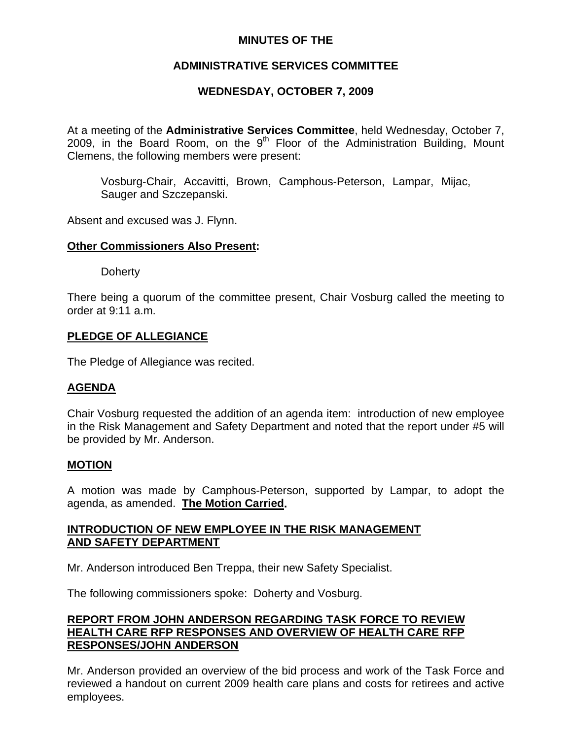**MINUTES OF THE**

**ADMINISTRATIVE SERVICES COMMITTEE**

**WEDNESDAY, OCTOBER 7, 2009**

At a meeting of the **Administrative Services Committee**, held Wednesday, October 7, 2009, in the Board Room, on the 9th Floor of the Administration Building, Mount Clemens, the following members were present:

> Vosburg-Chair, Accavitti, Brown, Camphous-Peterson, Lampar, Mijac, Sauger and Szczepanski.

Absent and excused was J. Flynn.

**Other Commissioners Also Present:**

> Doherty

There being a quorum of the committee present, Chair Vosburg called the meeting to order at 9:11 a.m.

**PLEDGE OF ALLEGIANCE**

The Pledge of Allegiance was recited.

**AGENDA**

Chair Vosburg requested the addition of an agenda item: introduction of new employee in the Risk Management and Safety Department and noted that the report under #5 will be provided by Mr. Anderson.

**MOTION**

A motion was made by Camphous-Peterson, supported by Lampar, to adopt the agenda, as amended. **The Motion Carried.**

**INTRODUCTION OF NEW EMPLOYEE IN THE RISK MANAGEMENT AND SAFETY DEPARTMENT**

Mr. Anderson introduced Ben Treppa, their new Safety Specialist.

The following commissioners spoke: Doherty and Vosburg.

**REPORT FROM JOHN ANDERSON REGARDING TASK FORCE TO REVIEW HEALTH CARE RFP RESPONSES AND OVERVIEW OF HEALTH CARE RFP RESPONSES/JOHN ANDERSON**

Mr. Anderson provided an overview of the bid process and work of the Task Force and reviewed a handout on current 2009 health care plans and costs for retirees and active employees.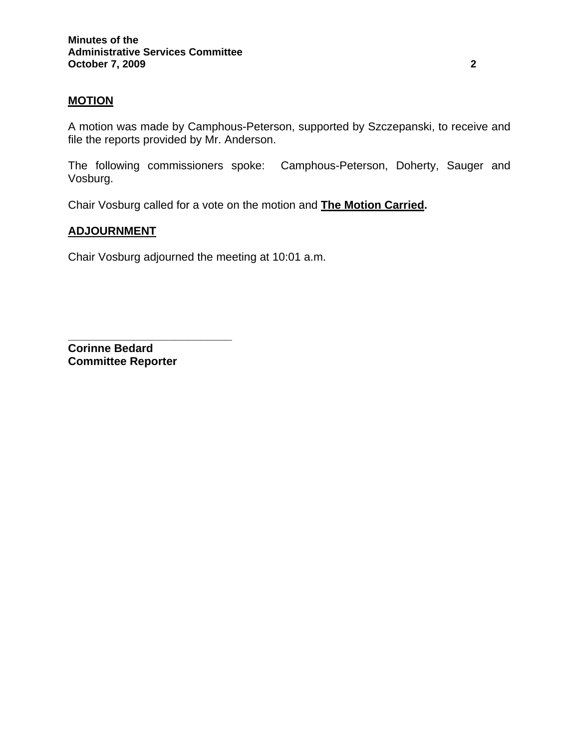**MOTION**

A motion was made by Camphous-Peterson, supported by Szczepanski, to receive and file the reports provided by Mr. Anderson.

The following commissioners spoke: Camphous-Peterson, Doherty, Sauger and Vosburg.

Chair Vosburg called for a vote on the motion and **The Motion Carried.**

**ADJOURNMENT**

Chair Vosburg adjourned the meeting at 10:01 a.m.

\_\_\_\_\_\_\_\_\_\_\_\_\_\_\_\_\_\_\_\_\_\_\_\_\_\_\_\_

**Corinne Bedard**
**Committee Reporter**